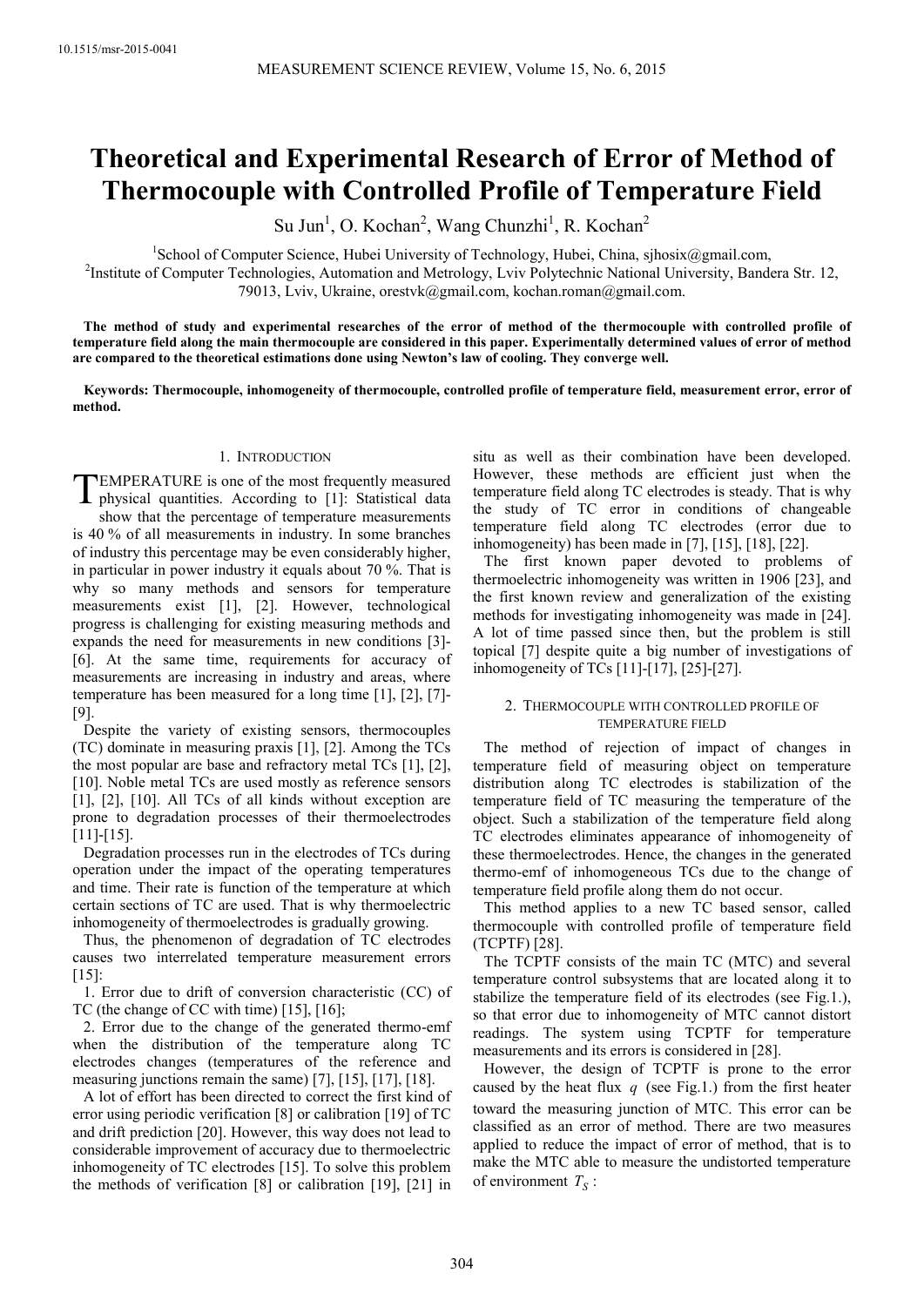10.1515/msr-2015-0041

# Theoretical and Experimental Research of Error of Method of Thermocouple with Controlled Profile of Temperature Field

Su Jun[1], O. Kochan[2], Wang Chunzhi[1], R. Kochan[2]

[1]School of Computer Science, Hubei University of Technology, Hubei, China, sjhosix@gmail.com,
[2]Institute of Computer Technologies, Automation and Metrology, Lviv Polytechnic National University, Bandera Str. 12, 79013, Lviv, Ukraine, orestvk@gmail.com, kochan.roman@gmail.com.

**The method of study and experimental researches of the error of method of the thermocouple with controlled profile of temperature field along the main thermocouple are considered in this paper. Experimentally determined values of error of method are compared to the theoretical estimations done using Newton's law of cooling. They converge well.**

**Keywords: Thermocouple, inhomogeneity of thermocouple, controlled profile of temperature field, measurement error, error of method.**

## 1. Introduction

TEMPERATURE is one of the most frequently measured physical quantities. According to [1]: Statistical data show that the percentage of temperature measurements is 40 % of all measurements in industry. In some branches of industry this percentage may be even considerably higher, in particular in power industry it equals about 70 %. That is why so many methods and sensors for temperature measurements exist [1], [2]. However, technological progress is challenging for existing measuring methods and expands the need for measurements in new conditions [3]-[6]. At the same time, requirements for accuracy of measurements are increasing in industry and areas, where temperature has been measured for a long time [1], [2], [7]-[9].

Despite the variety of existing sensors, thermocouples (TC) dominate in measuring praxis [1], [2]. Among the TCs the most popular are base and refractory metal TCs [1], [2], [10]. Noble metal TCs are used mostly as reference sensors [1], [2], [10]. All TCs of all kinds without exception are prone to degradation processes of their thermoelectrodes [11]-[15].

Degradation processes run in the electrodes of TCs during operation under the impact of the operating temperatures and time. Their rate is function of the temperature at which certain sections of TC are used. That is why thermoelectric inhomogeneity of thermoelectrodes is gradually growing.

Thus, the phenomenon of degradation of TC electrodes causes two interrelated temperature measurement errors [15]:

1. Error due to drift of conversion characteristic (CC) of TC (the change of CC with time) [15], [16];
2. Error due to the change of the generated thermo-emf when the distribution of the temperature along TC electrodes changes (temperatures of the reference and measuring junctions remain the same) [7], [15], [17], [18].

A lot of effort has been directed to correct the first kind of error using periodic verification [8] or calibration [19] of TC and drift prediction [20]. However, this way does not lead to considerable improvement of accuracy due to thermoelectric inhomogeneity of TC electrodes [15]. To solve this problem the methods of verification [8] or calibration [19], [21] in situ as well as their combination have been developed. However, these methods are efficient just when the temperature field along TC electrodes is steady. That is why the study of TC error in conditions of changeable temperature field along TC electrodes (error due to inhomogeneity) has been made in [7], [15], [18], [22].

The first known paper devoted to problems of thermoelectric inhomogeneity was written in 1906 [23], and the first known review and generalization of the existing methods for investigating inhomogeneity was made in [24]. A lot of time passed since then, but the problem is still topical [7] despite quite a big number of investigations of inhomogeneity of TCs [11]-[17], [25]-[27].

## 2. Thermocouple with controlled profile of temperature field

The method of rejection of impact of changes in temperature field of measuring object on temperature distribution along TC electrodes is stabilization of the temperature field of TC measuring the temperature of the object. Such a stabilization of the temperature field along TC electrodes eliminates appearance of inhomogeneity of these thermoelectrodes. Hence, the changes in the generated thermo-emf of inhomogeneous TCs due to the change of temperature field profile along them do not occur.

This method applies to a new TC based sensor, called thermocouple with controlled profile of temperature field (TCPTF) [28].

The TCPTF consists of the main TC (MTC) and several temperature control subsystems that are located along it to stabilize the temperature field of its electrodes (see Fig.1.), so that error due to inhomogeneity of MTC cannot distort readings. The system using TCPTF for temperature measurements and its errors is considered in [28].

However, the design of TCPTF is prone to the error caused by the heat flux $q$ (see Fig.1.) from the first heater toward the measuring junction of MTC. This error can be classified as an error of method. There are two measures applied to reduce the impact of error of method, that is to make the MTC able to measure the undistorted temperature of environment $T_S$ :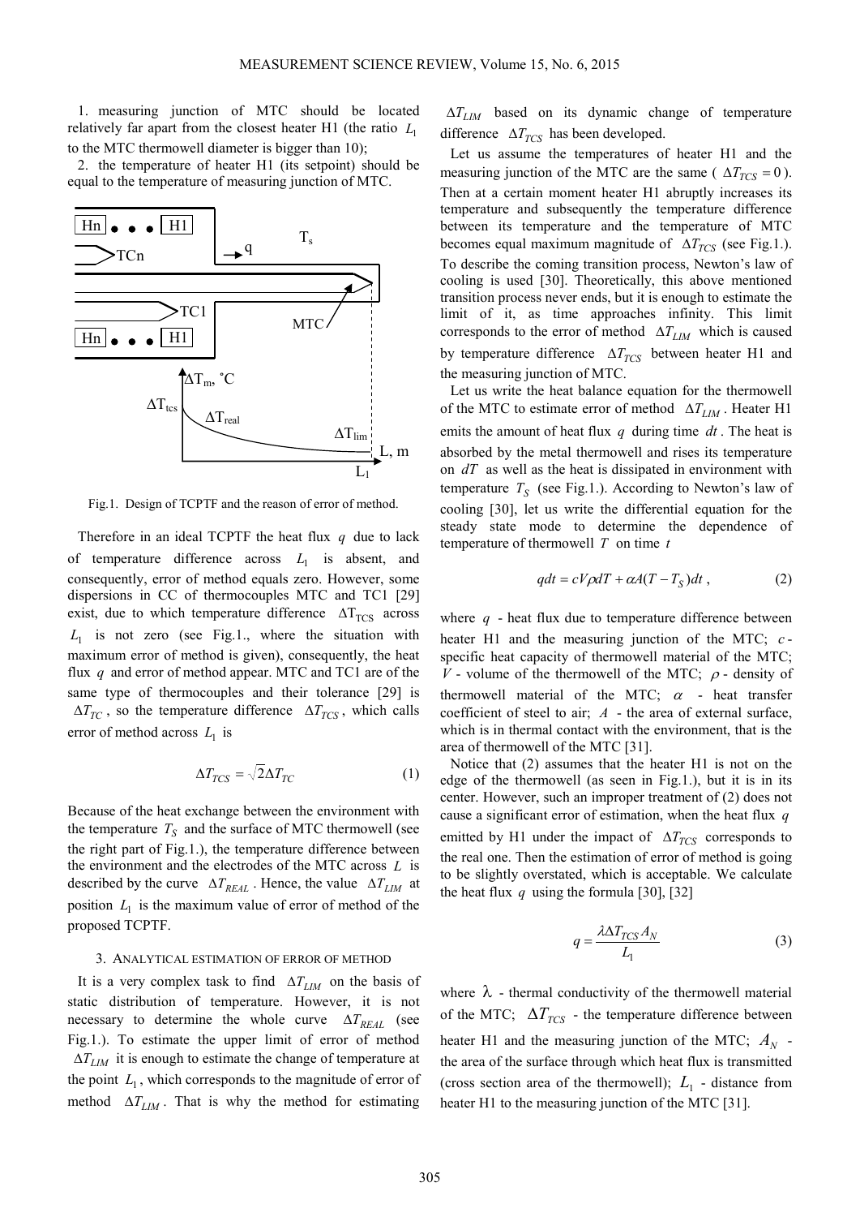1. measuring junction of MTC should be located relatively far apart from the closest heater H1 (the ratio $L_1$ to the MTC thermowell diameter is bigger than 10);
2. the temperature of heater H1 (its setpoint) should be equal to the temperature of measuring junction of MTC.

Fig.1. Design of TCPTF and the reason of error of method.

Therefore in an ideal TCPTF the heat flux $q$ due to lack of temperature difference across $L_1$ is absent, and consequently, error of method equals zero. However, some dispersions in CC of thermocouples MTC and TC1 [29] exist, due to which temperature difference $\Delta T_{TCS}$ across $L_1$ is not zero (see Fig.1., where the situation with maximum error of method is given), consequently, the heat flux $q$ and error of method appear. MTC and TC1 are of the same type of thermocouples and their tolerance [29] is $\Delta T_{TC}$, so the temperature difference $\Delta T_{TCS}$, which calls error of method across $L_1$ is

$$\Delta T_{TCS} = \sqrt{2}\Delta T_{TC} \tag{1}$$

Because of the heat exchange between the environment with the temperature $T_S$ and the surface of MTC thermowell (see the right part of Fig.1.), the temperature difference between the environment and the electrodes of the MTC across $L$ is described by the curve $\Delta T_{REAL}$. Hence, the value $\Delta T_{LIM}$ at position $L_1$ is the maximum value of error of method of the proposed TCPTF.

### 3. Analytical estimation of error of method

It is a very complex task to find $\Delta T_{LIM}$ on the basis of static distribution of temperature. However, it is not necessary to determine the whole curve $\Delta T_{REAL}$ (see Fig.1.). To estimate the upper limit of error of method $\Delta T_{LIM}$ it is enough to estimate the change of temperature at the point $L_1$, which corresponds to the magnitude of error of method $\Delta T_{LIM}$. That is why the method for estimating $\Delta T_{LIM}$ based on its dynamic change of temperature difference $\Delta T_{TCS}$ has been developed.

Let us assume the temperatures of heater H1 and the measuring junction of the MTC are the same ( $\Delta T_{TCS} = 0$ ). Then at a certain moment heater H1 abruptly increases its temperature and subsequently the temperature difference between its temperature and the temperature of MTC becomes equal maximum magnitude of $\Delta T_{TCS}$ (see Fig.1.). To describe the coming transition process, Newton's law of cooling is used [30]. Theoretically, this above mentioned transition process never ends, but it is enough to estimate the limit of it, as time approaches infinity. This limit corresponds to the error of method $\Delta T_{LIM}$ which is caused by temperature difference $\Delta T_{TCS}$ between heater H1 and the measuring junction of MTC.

Let us write the heat balance equation for the thermowell of the MTC to estimate error of method $\Delta T_{LIM}$. Heater H1 emits the amount of heat flux $q$ during time $dt$. The heat is absorbed by the metal thermowell and rises its temperature on $dT$ as well as the heat is dissipated in environment with temperature $T_S$ (see Fig.1.). According to Newton's law of cooling [30], let us write the differential equation for the steady state mode to determine the dependence of temperature of thermowell $T$ on time $t$

$$q dt = cV\rho dT + \alpha A(T - T_S)dt \,, \tag{2}$$

where $q$ - heat flux due to temperature difference between heater H1 and the measuring junction of the MTC; $c$ - specific heat capacity of thermowell material of the MTC; $V$ - volume of the thermowell of the MTC; $\rho$ - density of thermowell material of the MTC; $\alpha$ - heat transfer coefficient of steel to air; $A$ - the area of external surface, which is in thermal contact with the environment, that is the area of thermowell of the MTC [31].

Notice that (2) assumes that the heater H1 is not on the edge of the thermowell (as seen in Fig.1.), but it is in its center. However, such an improper treatment of (2) does not cause a significant error of estimation, when the heat flux $q$ emitted by H1 under the impact of $\Delta T_{TCS}$ corresponds to the real one. Then the estimation of error of method is going to be slightly overstated, which is acceptable. We calculate the heat flux $q$ using the formula [30], [32]

$$q = \frac{\lambda \Delta T_{TCS} A_N}{L_1} \tag{3}$$

where $\lambda$ - thermal conductivity of the thermowell material of the MTC; $\Delta T_{TCS}$ - the temperature difference between heater H1 and the measuring junction of the MTC; $A_N$ - the area of the surface through which heat flux is transmitted (cross section area of the thermowell); $L_1$ - distance from heater H1 to the measuring junction of the MTC [31].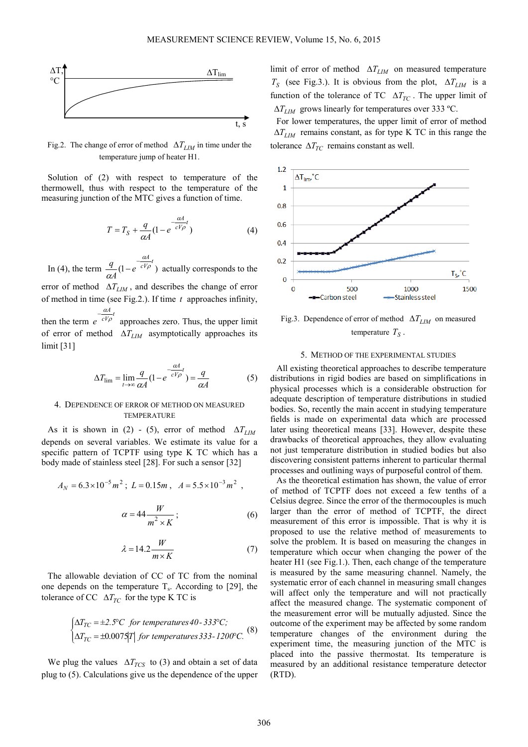Fig.2. The change of error of method $\Delta T_{LIM}$ in time under the temperature jump of heater H1.

Solution of (2) with respect to temperature of the thermowell, thus with respect to the temperature of the measuring junction of the MTC gives a function of time.

$$T = T_S + \frac{q}{\alpha A}(1 - e^{-\frac{\alpha A}{cV\rho}t}) \tag{4}$$

In (4), the term $\frac{q}{\alpha A}(1 - e^{-\frac{\alpha A}{cV\rho}t})$ actually corresponds to the error of method $\Delta T_{LIM}$, and describes the change of error of method in time (see Fig.2.). If time $t$ approaches infinity, then the term $e^{-\frac{\alpha A}{cV\rho}t}$ approaches zero. Thus, the upper limit of error of method $\Delta T_{LIM}$ asymptotically approaches its limit [31]

$$\Delta T_{\lim} = \lim_{t \to \infty} \frac{q}{\alpha A}(1 - e^{-\frac{\alpha A}{cV\rho}t}) = \frac{q}{\alpha A} \tag{5}$$

## 4. Dependence of error of method on measured temperature

As it is shown in (2) - (5), error of method $\Delta T_{LIM}$ depends on several variables. We estimate its value for a specific pattern of TCPTF using type K TC which has a body made of stainless steel [28]. For such a sensor [32]

$$A_N = 6.3 \times 10^{-5} m^2;\ L = 0.15m,\ A = 5.5 \times 10^{-3} m^2,$$

$$\alpha = 44 \frac{W}{m^2 \times K}; \tag{6}$$

$$\lambda = 14.2 \frac{W}{m \times K} \tag{7}$$

The allowable deviation of CC of TC from the nominal one depends on the temperature $T_s$. According to [29], the tolerance of CC $\Delta T_{TC}$ for the type K TC is

$$\begin{cases} \Delta T_{TC} = \pm 2.5°C \ \ for\ temperatures\ 40\text{-}333°C; \\ \Delta T_{TC} = \pm 0.0075|T| \ \ for\ temperatures\ 333\text{-}1200°C. \end{cases} \tag{8}$$

We plug the values $\Delta T_{TCS}$ to (3) and obtain a set of data plug to (5). Calculations give us the dependence of the upper limit of error of method $\Delta T_{LIM}$ on measured temperature $T_S$ (see Fig.3.). It is obvious from the plot, $\Delta T_{LIM}$ is a function of the tolerance of TC $\Delta T_{TC}$. The upper limit of $\Delta T_{LIM}$ grows linearly for temperatures over 333 ºC.

For lower temperatures, the upper limit of error of method $\Delta T_{LIM}$ remains constant, as for type K TC in this range the tolerance $\Delta T_{TC}$ remains constant as well.

Fig.3. Dependence of error of method $\Delta T_{LIM}$ on measured temperature $T_S$.

## 5. Method of the experimental studies

All existing theoretical approaches to describe temperature distributions in rigid bodies are based on simplifications in physical processes which is a considerable obstruction for adequate description of temperature distributions in studied bodies. So, recently the main accent in studying temperature fields is made on experimental data which are processed later using theoretical means [33]. However, despite these drawbacks of theoretical approaches, they allow evaluating not just temperature distribution in studied bodies but also discovering consistent patterns inherent to particular thermal processes and outlining ways of purposeful control of them.

As the theoretical estimation has shown, the value of error of method of TCPTF does not exceed a few tenths of a Celsius degree. Since the error of the thermocouples is much larger than the error of method of TCPTF, the direct measurement of this error is impossible. That is why it is proposed to use the relative method of measurements to solve the problem. It is based on measuring the changes in temperature which occur when changing the power of the heater H1 (see Fig.1.). Then, each change of the temperature is measured by the same measuring channel. Namely, the systematic error of each channel in measuring small changes will affect only the temperature and will not practically affect the measured change. The systematic component of the measurement error will be mutually adjusted. Since the outcome of the experiment may be affected by some random temperature changes of the environment during the experiment time, the measuring junction of the MTC is placed into the passive thermostat. Its temperature is measured by an additional resistance temperature detector (RTD).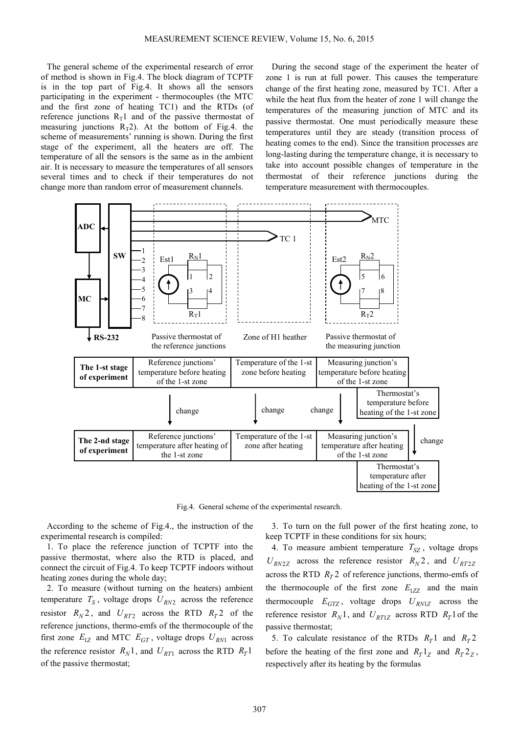The general scheme of the experimental research of error of method is shown in Fig.4. The block diagram of TCPTF is in the top part of Fig.4. It shows all the sensors participating in the experiment - thermocouples (the MTC and the first zone of heating TC1) and the RTDs (of reference junctions $R_T1$ and of the passive thermostat of measuring junctions $R_T2$). At the bottom of Fig.4. the scheme of measurements' running is shown. During the first stage of the experiment, all the heaters are off. The temperature of all the sensors is the same as in the ambient air. It is necessary to measure the temperatures of all sensors several times and to check if their temperatures do not change more than random error of measurement channels.

During the second stage of the experiment the heater of zone 1 is run at full power. This causes the temperature change of the first heating zone, measured by TC1. After a while the heat flux from the heater of zone 1 will change the temperatures of the measuring junction of MTC and its passive thermostat. One must periodically measure these temperatures until they are steady (transition process of heating comes to the end). Since the transition processes are long-lasting during the temperature change, it is necessary to take into account possible changes of temperature in the thermostat of their reference junctions during the temperature measurement with thermocouples.

Fig.4. General scheme of the experimental research.

According to the scheme of Fig.4., the instruction of the experimental research is compiled:

1. To place the reference junction of TCPTF into the passive thermostat, where also the RTD is placed, and connect the circuit of Fig.4. To keep TCPTF indoors without heating zones during the whole day;

2. To measure (without turning on the heaters) ambient temperature $T_S$, voltage drops $U_{RN2}$ across the reference resistor $R_N2$, and $U_{RT2}$ across the RTD $R_T2$ of the reference junctions, thermo-emfs of the thermocouple of the first zone $E_{1Z}$ and MTC $E_{GT}$, voltage drops $U_{RN1}$ across the reference resistor $R_N1$, and $U_{RT1}$ across the RTD $R_T1$ of the passive thermostat;

3. To turn on the full power of the first heating zone, to keep TCPTF in these conditions for six hours;

4. To measure ambient temperature $T_{SZ}$, voltage drops $U_{RN2Z}$ across the reference resistor $R_N2$, and $U_{RT2Z}$ across the RTD $R_T2$ of reference junctions, thermo-emfs of the thermocouple of the first zone $E_{1ZZ}$ and the main thermocouple $E_{GTZ}$, voltage drops $U_{RN1Z}$ across the reference resistor $R_N1$, and $U_{RT1Z}$ across RTD $R_T1$ of the passive thermostat;

5. To calculate resistance of the RTDs $R_T1$ and $R_T2$ before the heating of the first zone and $R_T1_Z$ and $R_T2_Z$, respectively after its heating by the formulas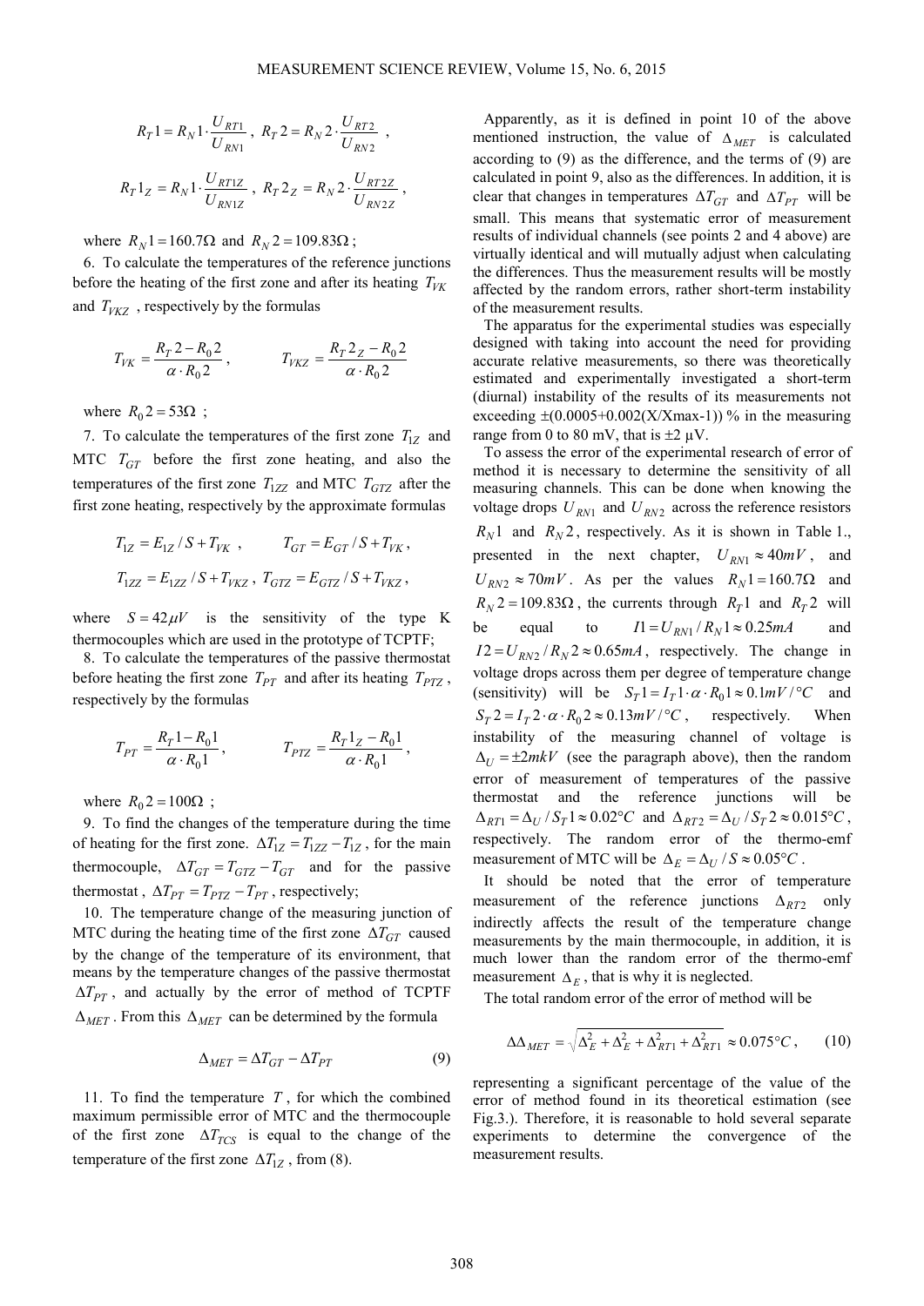$$R_T1 = R_N1 \cdot \frac{U_{RT1}}{U_{RN1}},\ R_T2 = R_N2 \cdot \frac{U_{RT2}}{U_{RN2}},$$

$$R_T1_Z = R_N1 \cdot \frac{U_{RT1Z}}{U_{RN1Z}},\ R_T2_Z = R_N2 \cdot \frac{U_{RT2Z}}{U_{RN2Z}},$$

where $R_N1 = 160.7\Omega$ and $R_N2 = 109.83\Omega$;

6. To calculate the temperatures of the reference junctions before the heating of the first zone and after its heating $T_{VK}$ and $T_{VKZ}$, respectively by the formulas

$$T_{VK} = \frac{R_T2 - R_02}{\alpha \cdot R_02}, \qquad T_{VKZ} = \frac{R_T2_Z - R_02}{\alpha \cdot R_02}$$

where $R_02 = 53\Omega$;

7. To calculate the temperatures of the first zone $T_{1Z}$ and MTC $T_{GT}$ before the first zone heating, and also the temperatures of the first zone $T_{1ZZ}$ and MTC $T_{GTZ}$ after the first zone heating, respectively by the approximate formulas

$$T_{1Z} = E_{1Z}/S + T_{VK}, \qquad T_{GT} = E_{GT}/S + T_{VK},$$

$$T_{1ZZ} = E_{1ZZ}/S + T_{VKZ},\ T_{GTZ} = E_{GTZ}/S + T_{VKZ},$$

where $S = 42\mu V$ is the sensitivity of the type K thermocouples which are used in the prototype of TCPTF;

8. To calculate the temperatures of the passive thermostat before heating the first zone $T_{PT}$ and after its heating $T_{PTZ}$, respectively by the formulas

$$T_{PT} = \frac{R_T1 - R_01}{\alpha \cdot R_01}, \qquad T_{PTZ} = \frac{R_T1_Z - R_01}{\alpha \cdot R_01},$$

where $R_02 = 100\Omega$;

9. To find the changes of the temperature during the time of heating for the first zone. $\Delta T_{1Z} = T_{1ZZ} - T_{1Z}$, for the main thermocouple, $\Delta T_{GT} = T_{GTZ} - T_{GT}$ and for the passive thermostat, $\Delta T_{PT} = T_{PTZ} - T_{PT}$, respectively;

10. The temperature change of the measuring junction of MTC during the heating time of the first zone $\Delta T_{GT}$ caused by the change of the temperature of its environment, that means by the temperature changes of the passive thermostat $\Delta T_{PT}$, and actually by the error of method of TCPTF $\Delta_{MET}$. From this $\Delta_{MET}$ can be determined by the formula

$$\Delta_{MET} = \Delta T_{GT} - \Delta T_{PT} \tag{9}$$

11. To find the temperature $T$, for which the combined maximum permissible error of MTC and the thermocouple of the first zone $\Delta T_{TCS}$ is equal to the change of the temperature of the first zone $\Delta T_{1Z}$, from (8).

Apparently, as it is defined in point 10 of the above mentioned instruction, the value of $\Delta_{MET}$ is calculated according to (9) as the difference, and the terms of (9) are calculated in point 9, also as the differences. In addition, it is clear that changes in temperatures $\Delta T_{GT}$ and $\Delta T_{PT}$ will be small. This means that systematic error of measurement results of individual channels (see points 2 and 4 above) are virtually identical and will mutually adjust when calculating the differences. Thus the measurement results will be mostly affected by the random errors, rather short-term instability of the measurement results.

The apparatus for the experimental studies was especially designed with taking into account the need for providing accurate relative measurements, so there was theoretically estimated and experimentally investigated a short-term (diurnal) instability of the results of its measurements not exceeding ±(0.0005+0.002(X/Xmax-1)) % in the measuring range from 0 to 80 mV, that is ±2 μV.

To assess the error of the experimental research of error of method it is necessary to determine the sensitivity of all measuring channels. This can be done when knowing the voltage drops $U_{RN1}$ and $U_{RN2}$ across the reference resistors $R_N1$ and $R_N2$, respectively. As it is shown in Table 1., presented in the next chapter, $U_{RN1} \approx 40mV$, and $U_{RN2} \approx 70mV$. As per the values $R_N1 = 160.7\Omega$ and $R_N2 = 109.83\Omega$, the currents through $R_T1$ and $R_T2$ will be equal to $I1 = U_{RN1}/R_N1 \approx 0.25mA$ and $I2 = U_{RN2}/R_N2 \approx 0.65mA$, respectively. The change in voltage drops across them per degree of temperature change (sensitivity) will be $S_T1 = I_T1 \cdot \alpha \cdot R_01 \approx 0.1mV/°C$ and $S_T2 = I_T2 \cdot \alpha \cdot R_02 \approx 0.13mV/°C$, respectively. When instability of the measuring channel of voltage is $\Delta_U = \pm 2mkV$ (see the paragraph above), then the random error of measurement of temperatures of the passive thermostat and the reference junctions will be $\Delta_{RT1} = \Delta_U / S_T1 \approx 0.02°C$ and $\Delta_{RT2} = \Delta_U / S_T2 \approx 0.015°C$, respectively. The random error of the thermo-emf measurement of MTC will be $\Delta_E = \Delta_U / S \approx 0.05°C$.

It should be noted that the error of temperature measurement of the reference junctions $\Delta_{RT2}$ only indirectly affects the result of the temperature change measurements by the main thermocouple, in addition, it is much lower than the random error of the thermo-emf measurement $\Delta_E$, that is why it is neglected.

The total random error of the error of method will be

$$\Delta\Delta_{MET} = \sqrt{\Delta_E^2 + \Delta_E^2 + \Delta_{RT1}^2 + \Delta_{RT1}^2} \approx 0.075°C, \tag{10}$$

representing a significant percentage of the value of the error of method found in its theoretical estimation (see Fig.3.). Therefore, it is reasonable to hold several separate experiments to determine the convergence of the measurement results.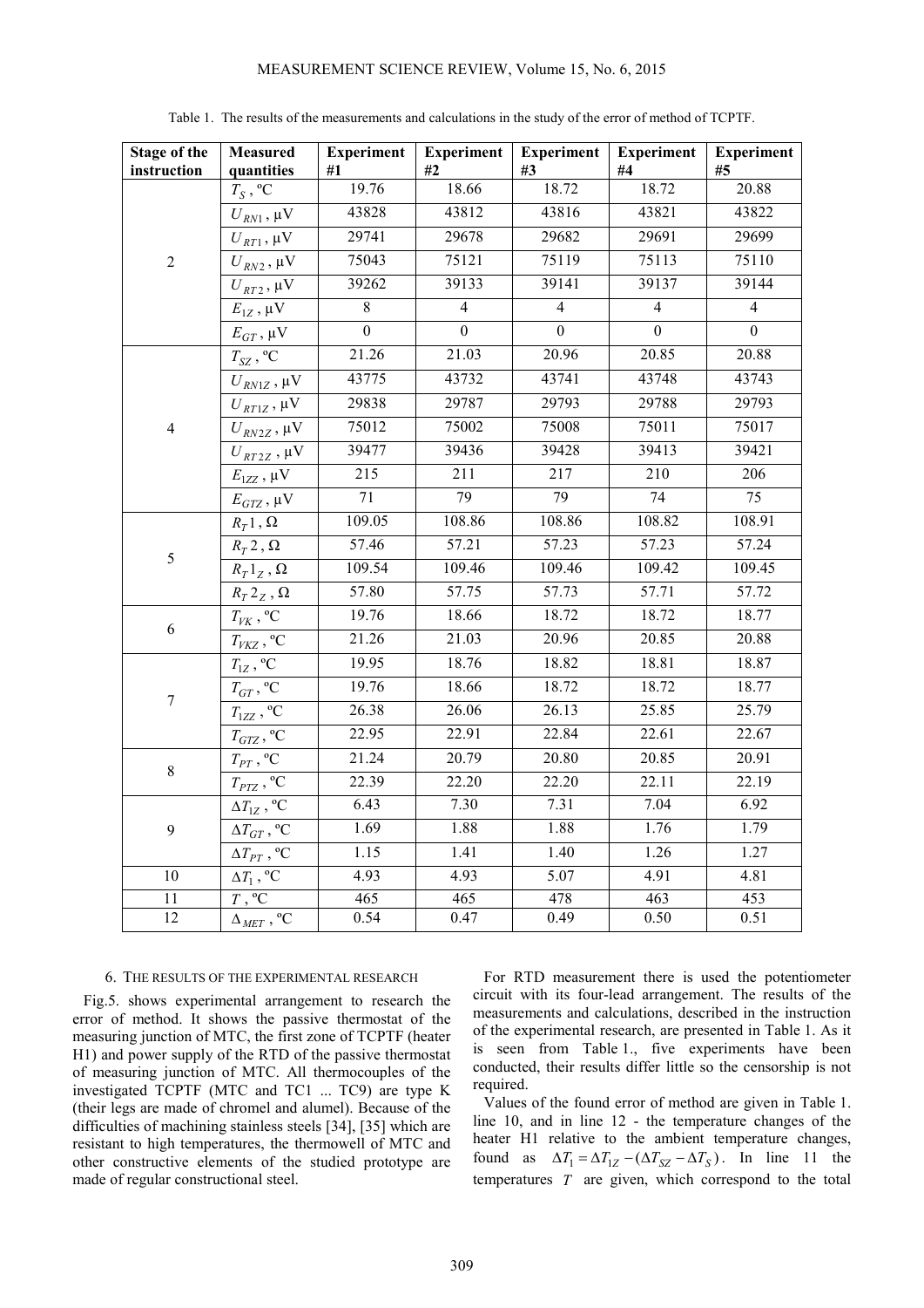Table 1. The results of the measurements and calculations in the study of the error of method of TCPTF.

| Stage of the instruction | Measured quantities | Experiment #1 | Experiment #2 | Experiment #3 | Experiment #4 | Experiment #5 |
|---|---|---|---|---|---|---|
| 2 | $T_S$, ºC | 19.76 | 18.66 | 18.72 | 18.72 | 20.88 |
| | $U_{RN1}$, μV | 43828 | 43812 | 43816 | 43821 | 43822 |
| | $U_{RT1}$, μV | 29741 | 29678 | 29682 | 29691 | 29699 |
| | $U_{RN2}$, μV | 75043 | 75121 | 75119 | 75113 | 75110 |
| | $U_{RT2}$, μV | 39262 | 39133 | 39141 | 39137 | 39144 |
| | $E_{1Z}$, μV | 8 | 4 | 4 | 4 | 4 |
| | $E_{GT}$, μV | 0 | 0 | 0 | 0 | 0 |
| 4 | $T_{SZ}$, ºC | 21.26 | 21.03 | 20.96 | 20.85 | 20.88 |
| | $U_{RN1Z}$, μV | 43775 | 43732 | 43741 | 43748 | 43743 |
| | $U_{RT1Z}$, μV | 29838 | 29787 | 29793 | 29788 | 29793 |
| | $U_{RN2Z}$, μV | 75012 | 75002 | 75008 | 75011 | 75017 |
| | $U_{RT2Z}$, μV | 39477 | 39436 | 39428 | 39413 | 39421 |
| | $E_{1ZZ}$, μV | 215 | 211 | 217 | 210 | 206 |
| | $E_{GTZ}$, μV | 71 | 79 | 79 | 74 | 75 |
| 5 | $R_T1$, Ω | 109.05 | 108.86 | 108.86 | 108.82 | 108.91 |
| | $R_T2$, Ω | 57.46 | 57.21 | 57.23 | 57.23 | 57.24 |
| | $R_T1_Z$, Ω | 109.54 | 109.46 | 109.46 | 109.42 | 109.45 |
| | $R_T2_Z$, Ω | 57.80 | 57.75 | 57.73 | 57.71 | 57.72 |
| 6 | $T_{VK}$, ºC | 19.76 | 18.66 | 18.72 | 18.72 | 18.77 |
| | $T_{VKZ}$, ºC | 21.26 | 21.03 | 20.96 | 20.85 | 20.88 |
| 7 | $T_{1Z}$, ºC | 19.95 | 18.76 | 18.82 | 18.81 | 18.87 |
| | $T_{GT}$, ºC | 19.76 | 18.66 | 18.72 | 18.72 | 18.77 |
| | $T_{1ZZ}$, ºC | 26.38 | 26.06 | 26.13 | 25.85 | 25.79 |
| | $T_{GTZ}$, ºC | 22.95 | 22.91 | 22.84 | 22.61 | 22.67 |
| 8 | $T_{PT}$, ºC | 21.24 | 20.79 | 20.80 | 20.85 | 20.91 |
| | $T_{PTZ}$, ºC | 22.39 | 22.20 | 22.20 | 22.11 | 22.19 |
| 9 | $\Delta T_{1Z}$, ºC | 6.43 | 7.30 | 7.31 | 7.04 | 6.92 |
| | $\Delta T_{GT}$, ºC | 1.69 | 1.88 | 1.88 | 1.76 | 1.79 |
| | $\Delta T_{PT}$, ºC | 1.15 | 1.41 | 1.40 | 1.26 | 1.27 |
| 10 | $\Delta T_1$, ºC | 4.93 | 4.93 | 5.07 | 4.91 | 4.81 |
| 11 | $T$, ºC | 465 | 465 | 478 | 463 | 453 |
| 12 | $\Delta_{MET}$, ºC | 0.54 | 0.47 | 0.49 | 0.50 | 0.51 |

## 6. THE RESULTS OF THE EXPERIMENTAL RESEARCH

Fig.5. shows experimental arrangement to research the error of method. It shows the passive thermostat of the measuring junction of MTC, the first zone of TCPTF (heater H1) and power supply of the RTD of the passive thermostat of measuring junction of MTC. All thermocouples of the investigated TCPTF (MTC and TC1 ... TC9) are type K (their legs are made of chromel and alumel). Because of the difficulties of machining stainless steels [34], [35] which are resistant to high temperatures, the thermowell of MTC and other constructive elements of the studied prototype are made of regular constructional steel.

For RTD measurement there is used the potentiometer circuit with its four-lead arrangement. The results of the measurements and calculations, described in the instruction of the experimental research, are presented in Table 1. As it is seen from Table 1., five experiments have been conducted, their results differ little so the censorship is not required.

Values of the found error of method are given in Table 1. line 10, and in line 12 - the temperature changes of the heater H1 relative to the ambient temperature changes, found as $\Delta T_1 = \Delta T_{1Z} - (\Delta T_{SZ} - \Delta T_S)$. In line 11 the temperatures $T$ are given, which correspond to the total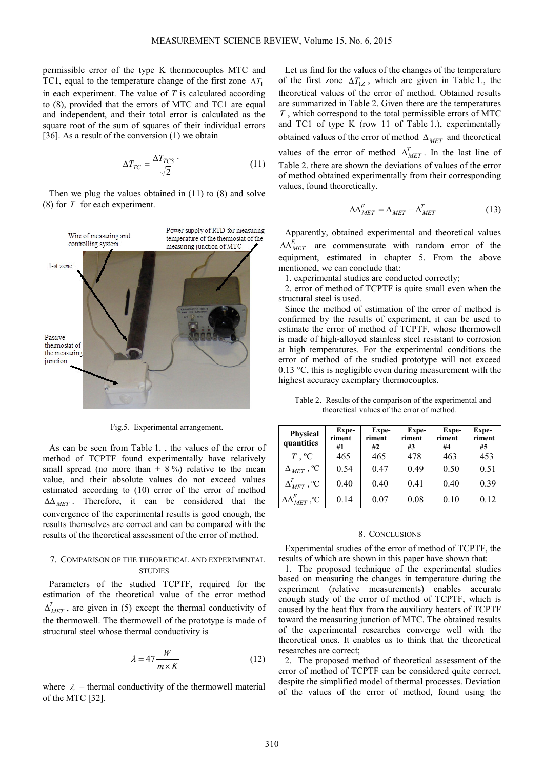permissible error of the type K thermocouples MTC and TC1, equal to the temperature change of the first zone $\Delta T_1$ in each experiment. The value of $T$ is calculated according to (8), provided that the errors of MTC and TC1 are equal and independent, and their total error is calculated as the square root of the sum of squares of their individual errors [36]. As a result of the conversion (1) we obtain

$$\Delta T_{TC} = \frac{\Delta T_{TCS} \cdot}{\sqrt{2}} \tag{11}$$

Then we plug the values obtained in (11) to (8) and solve (8) for $T$ for each experiment.

Fig.5. Experimental arrangement.

As can be seen from Table 1. , the values of the error of method of TCPTF found experimentally have relatively small spread (no more than ± 8 %) relative to the mean value, and their absolute values do not exceed values estimated according to (10) error of the error of method $\Delta\Delta_{MET}$. Therefore, it can be considered that the convergence of the experimental results is good enough, the results themselves are correct and can be compared with the results of the theoretical assessment of the error of method.

## 7. Comparison of the theoretical and experimental studies

Parameters of the studied TCPTF, required for the estimation of the theoretical value of the error method $\Delta^T_{MET}$, are given in (5) except the thermal conductivity of the thermowell. The thermowell of the prototype is made of structural steel whose thermal conductivity is

$$\lambda = 47 \frac{W}{m \times K} \tag{12}$$

where $\lambda$ – thermal conductivity of the thermowell material of the MTC [32].

Let us find for the values of the changes of the temperature of the first zone $\Delta T_{1Z}$, which are given in Table 1., the theoretical values of the error of method. Obtained results are summarized in Table 2. Given there are the temperatures $T$, which correspond to the total permissible errors of MTC and TC1 of type K (row 11 of Table 1.), experimentally obtained values of the error of method $\Delta_{MET}$ and theoretical values of the error of method $\Delta^T_{MET}$. In the last line of Table 2. there are shown the deviations of values of the error of method obtained experimentally from their corresponding values, found theoretically.

$$\Delta\Delta^E_{MET} = \Delta_{MET} - \Delta^T_{MET} \tag{13}$$

Apparently, obtained experimental and theoretical values $\Delta\Delta^E_{MET}$ are commensurate with random error of the equipment, estimated in chapter 5. From the above mentioned, we can conclude that:

1. experimental studies are conducted correctly;
2. error of method of TCPTF is quite small even when the structural steel is used.

Since the method of estimation of the error of method is confirmed by the results of experiment, it can be used to estimate the error of method of TCPTF, whose thermowell is made of high-alloyed stainless steel resistant to corrosion at high temperatures. For the experimental conditions the error of method of the studied prototype will not exceed 0.13 °C, this is negligible even during measurement with the highest accuracy exemplary thermocouples.

Table 2. Results of the comparison of the experimental and theoretical values of the error of method.

| Physical quantities | Experiment #1 | Experiment #2 | Experiment #3 | Experiment #4 | Experiment #5 |
|---|---|---|---|---|---|
| $T$, ºC | 465 | 465 | 478 | 463 | 453 |
| $\Delta_{MET}$, ºC | 0.54 | 0.47 | 0.49 | 0.50 | 0.51 |
| $\Delta^T_{MET}$, ºC | 0.40 | 0.40 | 0.41 | 0.40 | 0.39 |
| $\Delta\Delta^E_{MET}$, ºC | 0.14 | 0.07 | 0.08 | 0.10 | 0.12 |

## 8. Conclusions

Experimental studies of the error of method of TCPTF, the results of which are shown in this paper have shown that:

1. The proposed technique of the experimental studies based on measuring the changes in temperature during the experiment (relative measurements) enables accurate enough study of the error of method of TCPTF, which is caused by the heat flux from the auxiliary heaters of TCPTF toward the measuring junction of MTC. The obtained results of the experimental researches converge well with the theoretical ones. It enables us to think that the theoretical researches are correct;
2. The proposed method of theoretical assessment of the error of method of TCPTF can be considered quite correct, despite the simplified model of thermal processes. Deviation of the values of the error of method, found using the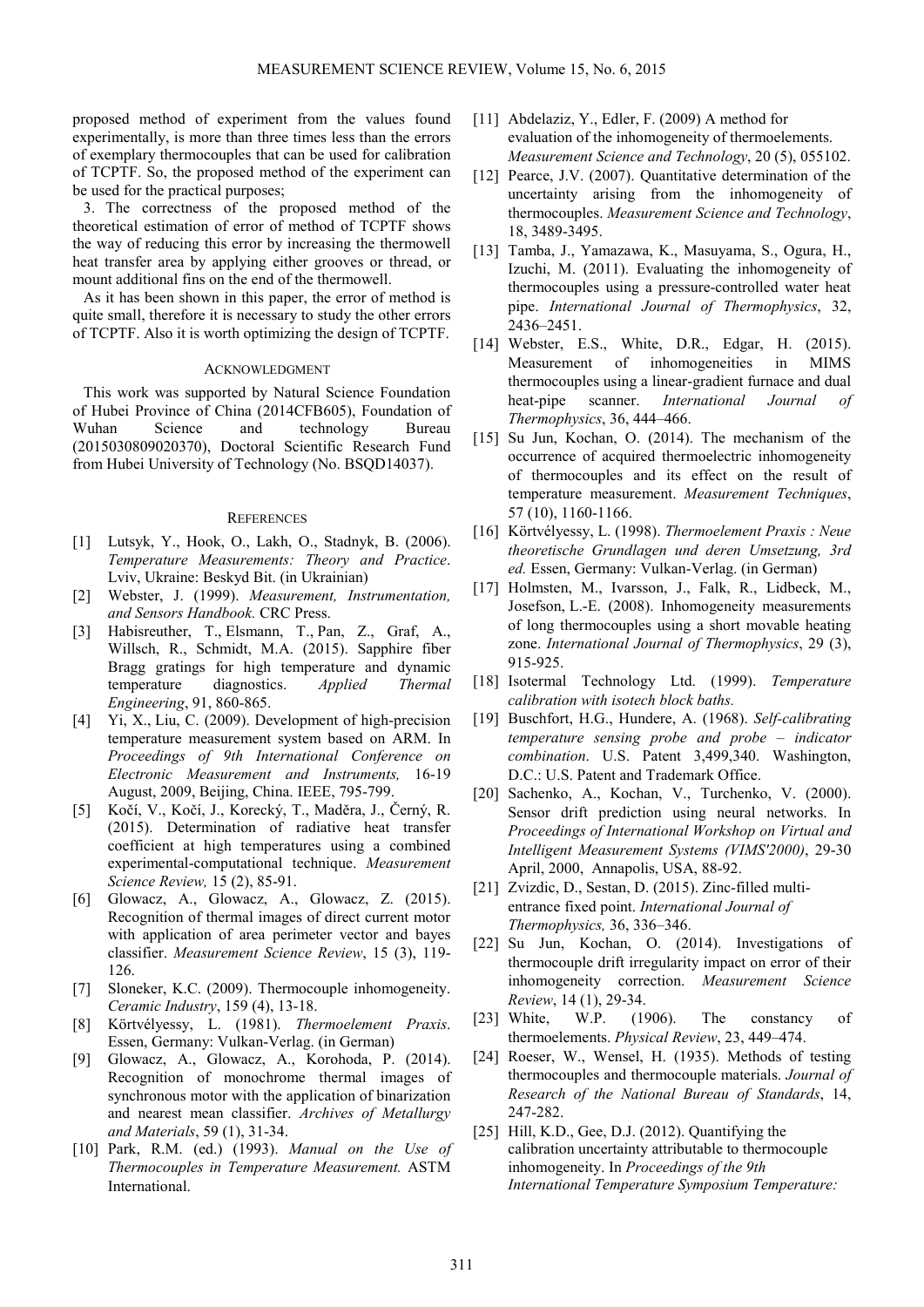proposed method of experiment from the values found experimentally, is more than three times less than the errors of exemplary thermocouples that can be used for calibration of TCPTF. So, the proposed method of the experiment can be used for the practical purposes;

3. The correctness of the proposed method of the theoretical estimation of error of method of TCPTF shows the way of reducing this error by increasing the thermowell heat transfer area by applying either grooves or thread, or mount additional fins on the end of the thermowell.

As it has been shown in this paper, the error of method is quite small, therefore it is necessary to study the other errors of TCPTF. Also it is worth optimizing the design of TCPTF.

## ACKNOWLEDGMENT

This work was supported by Natural Science Foundation of Hubei Province of China (2014CFB605), Foundation of Wuhan Science and technology Bureau (2015030809020370), Doctoral Scientific Research Fund from Hubei University of Technology (No. BSQD14037).

## REFERENCES

[1] Lutsyk, Y., Hook, O., Lakh, O., Stadnyk, B. (2006). *Temperature Measurements: Theory and Practice*. Lviv, Ukraine: Beskyd Bit. (in Ukrainian)

[2] Webster, J. (1999). *Measurement, Instrumentation, and Sensors Handbook.* CRC Press.

[3] Habisreuther, T., Elsmann, T., Pan, Z., Graf, A., Willsch, R., Schmidt, M.A. (2015). Sapphire fiber Bragg gratings for high temperature and dynamic temperature diagnostics. *Applied Thermal Engineering*, 91, 860-865.

[4] Yi, X., Liu, C. (2009). Development of high-precision temperature measurement system based on ARM. In *Proceedings of 9th International Conference on Electronic Measurement and Instruments,* 16-19 August, 2009, Beijing, China. IEEE, 795-799.

[5] Kočí, V., Kočí, J., Korecký, T., Maděra, J., Černý, R. (2015). Determination of radiative heat transfer coefficient at high temperatures using a combined experimental-computational technique. *Measurement Science Review,* 15 (2), 85-91.

[6] Glowacz, A., Glowacz, A., Glowacz, Z. (2015). Recognition of thermal images of direct current motor with application of area perimeter vector and bayes classifier. *Measurement Science Review*, 15 (3), 119-126.

[7] Sloneker, K.C. (2009). Thermocouple inhomogeneity. *Ceramic Industry*, 159 (4), 13-18.

[8] Körtvélyessy, L. (1981). *Thermoelement Praxis*. Essen, Germany: Vulkan-Verlag. (in German)

[9] Glowacz, A., Glowacz, A., Korohoda, P. (2014). Recognition of monochrome thermal images of synchronous motor with the application of binarization and nearest mean classifier. *Archives of Metallurgy and Materials*, 59 (1), 31-34.

[10] Park, R.M. (ed.) (1993). *Manual on the Use of Thermocouples in Temperature Measurement.* ASTM International.

[11] Abdelaziz, Y., Edler, F. (2009) A method for evaluation of the inhomogeneity of thermoelements. *Measurement Science and Technology*, 20 (5), 055102.

[12] Pearce, J.V. (2007). Quantitative determination of the uncertainty arising from the inhomogeneity of thermocouples. *Measurement Science and Technology*, 18, 3489-3495.

[13] Tamba, J., Yamazawa, K., Masuyama, S., Ogura, H., Izuchi, M. (2011). Evaluating the inhomogeneity of thermocouples using a pressure-controlled water heat pipe. *International Journal of Thermophysics*, 32, 2436–2451.

[14] Webster, E.S., White, D.R., Edgar, H. (2015). Measurement of inhomogeneities in MIMS thermocouples using a linear-gradient furnace and dual heat-pipe scanner. *International Journal of Thermophysics*, 36, 444–466.

[15] Su Jun, Kochan, O. (2014). The mechanism of the occurrence of acquired thermoelectric inhomogeneity of thermocouples and its effect on the result of temperature measurement. *Measurement Techniques*, 57 (10), 1160-1166.

[16] Körtvélyessy, L. (1998). *Thermoelement Praxis : Neue theoretische Grundlagen und deren Umsetzung, 3rd ed.* Essen, Germany: Vulkan-Verlag. (in German)

[17] Holmsten, M., Ivarsson, J., Falk, R., Lidbeck, M., Josefson, L.-E. (2008). Inhomogeneity measurements of long thermocouples using a short movable heating zone. *International Journal of Thermophysics*, 29 (3), 915-925.

[18] Isotermal Technology Ltd. (1999). *Temperature calibration with isotech block baths.*

[19] Buschfort, H.G., Hundere, A. (1968). *Self-calibrating temperature sensing probe and probe – indicator combination*. U.S. Patent 3,499,340. Washington, D.C.: U.S. Patent and Trademark Office.

[20] Sachenko, A., Kochan, V., Turchenko, V. (2000). Sensor drift prediction using neural networks. In *Proceedings of International Workshop on Virtual and Intelligent Measurement Systems (VIMS'2000)*, 29-30 April, 2000, Annapolis, USA, 88-92.

[21] Zvizdic, D., Sestan, D. (2015). Zinc-filled multi-entrance fixed point. *International Journal of Thermophysics,* 36, 336–346.

[22] Su Jun, Kochan, O. (2014). Investigations of thermocouple drift irregularity impact on error of their inhomogeneity correction. *Measurement Science Review*, 14 (1), 29-34.

[23] White, W.P. (1906). The constancy of thermoelements. *Physical Review*, 23, 449–474.

[24] Roeser, W., Wensel, H. (1935). Methods of testing thermocouples and thermocouple materials. *Journal of Research of the National Bureau of Standards*, 14, 247-282.

[25] Hill, K.D., Gee, D.J. (2012). Quantifying the calibration uncertainty attributable to thermocouple inhomogeneity. In *Proceedings of the 9th International Temperature Symposium Temperature:*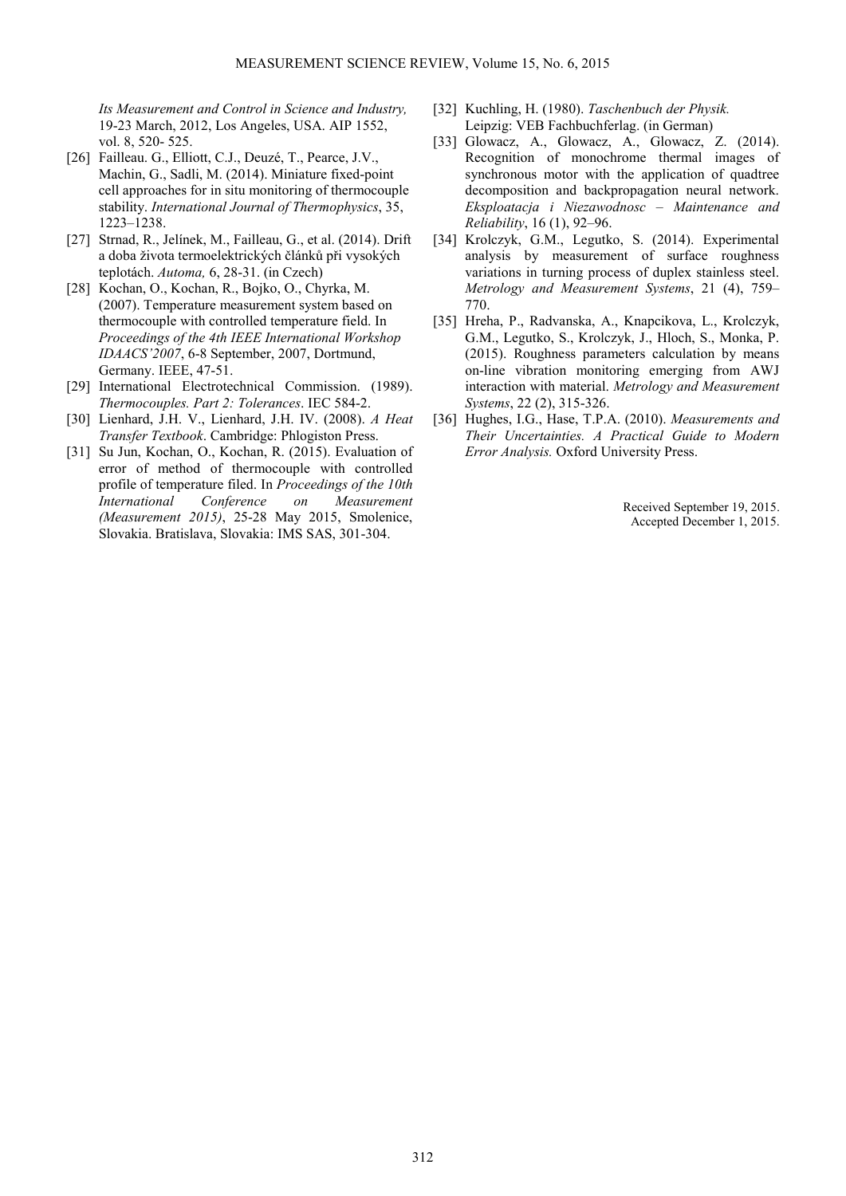*Its Measurement and Control in Science and Industry,* 19-23 March, 2012, Los Angeles, USA. AIP 1552, vol. 8, 520- 525.

[26] Failleau. G., Elliott, C.J., Deuzé, T., Pearce, J.V., Machin, G., Sadli, M. (2014). Miniature fixed-point cell approaches for in situ monitoring of thermocouple stability. *International Journal of Thermophysics*, 35, 1223–1238.

[27] Strnad, R., Jelínek, M., Failleau, G., et al. (2014). Drift a doba života termoelektrických článků při vysokých teplotách. *Automa,* 6, 28-31. (in Czech)

[28] Kochan, O., Kochan, R., Bojko, O., Chyrka, M. (2007). Temperature measurement system based on thermocouple with controlled temperature field. In *Proceedings of the 4th IEEE International Workshop IDAACS'2007*, 6-8 September, 2007, Dortmund, Germany. IEEE, 47-51.

[29] International Electrotechnical Commission. (1989). *Thermocouples. Part 2: Tolerances*. IEC 584-2.

[30] Lienhard, J.H. V., Lienhard, J.H. IV. (2008). *A Heat Transfer Textbook*. Cambridge: Phlogiston Press.

[31] Su Jun, Kochan, O., Kochan, R. (2015). Evaluation of error of method of thermocouple with controlled profile of temperature filed. In *Proceedings of the 10th International Conference on Measurement (Measurement 2015)*, 25-28 May 2015, Smolenice, Slovakia. Bratislava, Slovakia: IMS SAS, 301-304.

[32] Kuchling, H. (1980). *Taschenbuch der Physik.* Leipzig: VEB Fachbuchferlag. (in German)

[33] Glowacz, A., Glowacz, A., Glowacz, Z. (2014). Recognition of monochrome thermal images of synchronous motor with the application of quadtree decomposition and backpropagation neural network. *Eksploatacja i Niezawodnosc – Maintenance and Reliability*, 16 (1), 92–96.

[34] Krolczyk, G.M., Legutko, S. (2014). Experimental analysis by measurement of surface roughness variations in turning process of duplex stainless steel. *Metrology and Measurement Systems*, 21 (4), 759–770.

[35] Hreha, P., Radvanska, A., Knapcikova, L., Krolczyk, G.M., Legutko, S., Krolczyk, J., Hloch, S., Monka, P. (2015). Roughness parameters calculation by means on-line vibration monitoring emerging from AWJ interaction with material. *Metrology and Measurement Systems*, 22 (2), 315-326.

[36] Hughes, I.G., Hase, T.P.A. (2010). *Measurements and Their Uncertainties. A Practical Guide to Modern Error Analysis.* Oxford University Press.

Received September 19, 2015.
Accepted December 1, 2015.